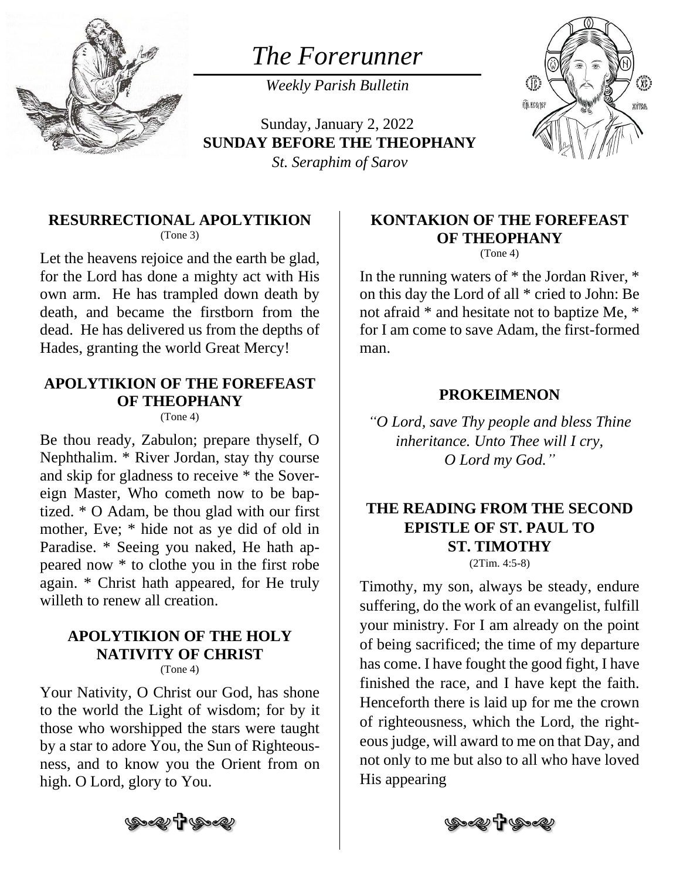# *The Forerunner*

*Weekly Parish Bulletin*

Sunday, January 2, 2022

**SUNDAY BEFORE THE THEOPHANY**

*St. Seraphim of Sarov*

### RESURRECTIONAL APOLYTIKION

(Tone 3)

Let the heavens rejoice and the earth be glad, for the Lord has done a mighty act with His own arm. He has trampled down death by death, and became the firstborn from the dead. He has delivered us from the depths of Hades, granting the world Great Mercy!

### APOLYTIKION OF THE FOREFEAST OF THEOPHANY

(Tone 4)

Be thou ready, Zabulon; prepare thyself, O Nephthalim. * River Jordan, stay thy course and skip for gladness to receive * the Sovereign Master, Who cometh now to be baptized. * O Adam, be thou glad with our first mother, Eve; * hide not as ye did of old in Paradise. * Seeing you naked, He hath appeared now * to clothe you in the first robe again. * Christ hath appeared, for He truly willeth to renew all creation.

### APOLYTIKION OF THE HOLY NATIVITY OF CHRIST

(Tone 4)

Your Nativity, O Christ our God, has shone to the world the Light of wisdom; for by it those who worshipped the stars were taught by a star to adore You, the Sun of Righteousness, and to know you the Orient from on high. O Lord, glory to You.

### KONTAKION OF THE FOREFEAST OF THEOPHANY

(Tone 4)

In the running waters of * the Jordan River, * on this day the Lord of all * cried to John: Be not afraid * and hesitate not to baptize Me, * for I am come to save Adam, the first-formed man.

### PROKEIMENON

*"O Lord, save Thy people and bless Thine inheritance. Unto Thee will I cry, O Lord my God."*

### THE READING FROM THE SECOND EPISTLE OF ST. PAUL TO ST. TIMOTHY

(2Tim. 4:5-8)

Timothy, my son, always be steady, endure suffering, do the work of an evangelist, fulfill your ministry. For I am already on the point of being sacrificed; the time of my departure has come. I have fought the good fight, I have finished the race, and I have kept the faith. Henceforth there is laid up for me the crown of righteousness, which the Lord, the righteous judge, will award to me on that Day, and not only to me but also to all who have loved His appearing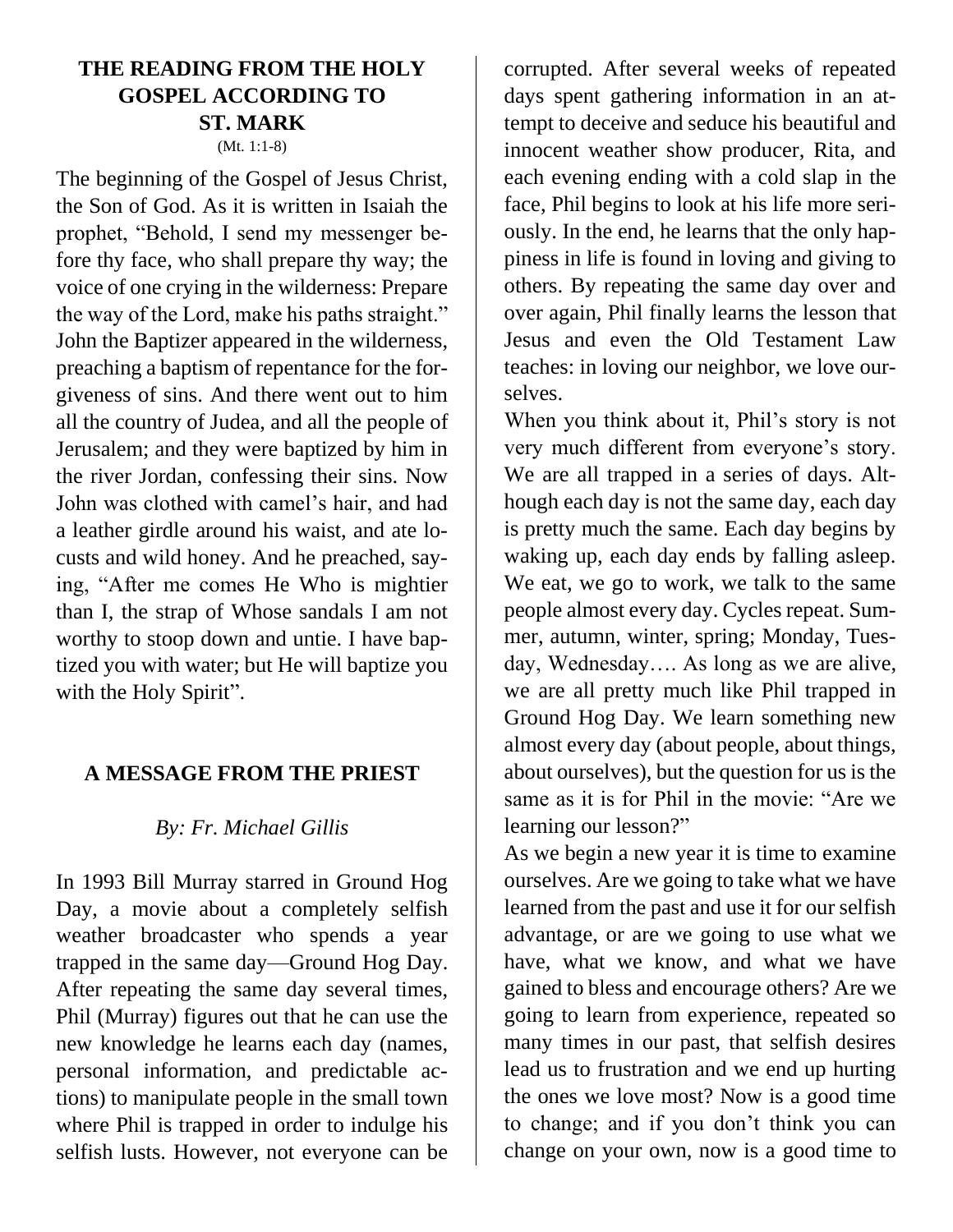## THE READING FROM THE HOLY GOSPEL ACCORDING TO ST. MARK

(Mt. 1:1-8)

The beginning of the Gospel of Jesus Christ, the Son of God. As it is written in Isaiah the prophet, "Behold, I send my messenger before thy face, who shall prepare thy way; the voice of one crying in the wilderness: Prepare the way of the Lord, make his paths straight." John the Baptizer appeared in the wilderness, preaching a baptism of repentance for the forgiveness of sins. And there went out to him all the country of Judea, and all the people of Jerusalem; and they were baptized by him in the river Jordan, confessing their sins. Now John was clothed with camel's hair, and had a leather girdle around his waist, and ate locusts and wild honey. And he preached, saying, "After me comes He Who is mightier than I, the strap of Whose sandals I am not worthy to stoop down and untie. I have baptized you with water; but He will baptize you with the Holy Spirit".

## A MESSAGE FROM THE PRIEST

*By: Fr. Michael Gillis*

In 1993 Bill Murray starred in Ground Hog Day, a movie about a completely selfish weather broadcaster who spends a year trapped in the same day—Ground Hog Day. After repeating the same day several times, Phil (Murray) figures out that he can use the new knowledge he learns each day (names, personal information, and predictable actions) to manipulate people in the small town where Phil is trapped in order to indulge his selfish lusts. However, not everyone can be corrupted. After several weeks of repeated days spent gathering information in an attempt to deceive and seduce his beautiful and innocent weather show producer, Rita, and each evening ending with a cold slap in the face, Phil begins to look at his life more seriously. In the end, he learns that the only happiness in life is found in loving and giving to others. By repeating the same day over and over again, Phil finally learns the lesson that Jesus and even the Old Testament Law teaches: in loving our neighbor, we love ourselves.

When you think about it, Phil's story is not very much different from everyone's story. We are all trapped in a series of days. Although each day is not the same day, each day is pretty much the same. Each day begins by waking up, each day ends by falling asleep. We eat, we go to work, we talk to the same people almost every day. Cycles repeat. Summer, autumn, winter, spring; Monday, Tuesday, Wednesday…. As long as we are alive, we are all pretty much like Phil trapped in Ground Hog Day. We learn something new almost every day (about people, about things, about ourselves), but the question for us is the same as it is for Phil in the movie: "Are we learning our lesson?"

As we begin a new year it is time to examine ourselves. Are we going to take what we have learned from the past and use it for our selfish advantage, or are we going to use what we have, what we know, and what we have gained to bless and encourage others? Are we going to learn from experience, repeated so many times in our past, that selfish desires lead us to frustration and we end up hurting the ones we love most? Now is a good time to change; and if you don't think you can change on your own, now is a good time to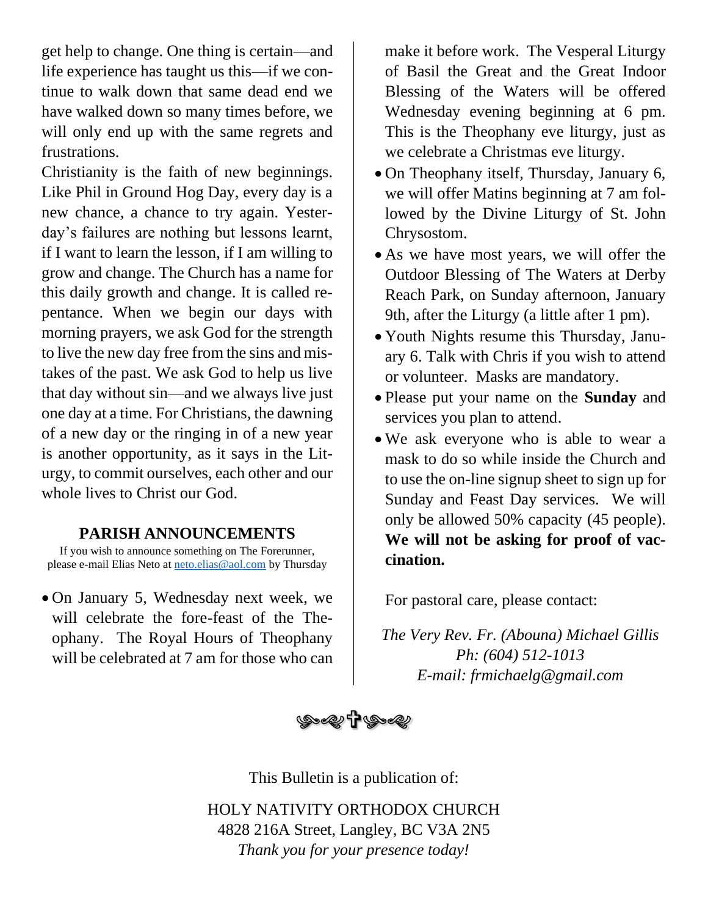get help to change. One thing is certain—and life experience has taught us this—if we continue to walk down that same dead end we have walked down so many times before, we will only end up with the same regrets and frustrations.

Christianity is the faith of new beginnings. Like Phil in Ground Hog Day, every day is a new chance, a chance to try again. Yesterday's failures are nothing but lessons learnt, if I want to learn the lesson, if I am willing to grow and change. The Church has a name for this daily growth and change. It is called repentance. When we begin our days with morning prayers, we ask God for the strength to live the new day free from the sins and mistakes of the past. We ask God to help us live that day without sin—and we always live just one day at a time. For Christians, the dawning of a new day or the ringing in of a new year is another opportunity, as it says in the Liturgy, to commit ourselves, each other and our whole lives to Christ our God.

## PARISH ANNOUNCEMENTS

If you wish to announce something on The Forerunner, please e-mail Elias Neto at neto.elias@aol.com by Thursday

- On January 5, Wednesday next week, we will celebrate the fore-feast of the Theophany. The Royal Hours of Theophany will be celebrated at 7 am for those who can make it before work. The Vesperal Liturgy of Basil the Great and the Great Indoor Blessing of the Waters will be offered Wednesday evening beginning at 6 pm. This is the Theophany eve liturgy, just as we celebrate a Christmas eve liturgy.
- On Theophany itself, Thursday, January 6, we will offer Matins beginning at 7 am followed by the Divine Liturgy of St. John Chrysostom.
- As we have most years, we will offer the Outdoor Blessing of The Waters at Derby Reach Park, on Sunday afternoon, January 9th, after the Liturgy (a little after 1 pm).
- Youth Nights resume this Thursday, January 6. Talk with Chris if you wish to attend or volunteer. Masks are mandatory.
- Please put your name on the **Sunday** and services you plan to attend.
- We ask everyone who is able to wear a mask to do so while inside the Church and to use the on-line signup sheet to sign up for Sunday and Feast Day services. We will only be allowed 50% capacity (45 people). **We will not be asking for proof of vaccination.**

For pastoral care, please contact:

*The Very Rev. Fr. (Abouna) Michael Gillis*
*Ph: (604) 512-1013*
*E-mail: frmichaelg@gmail.com*

This Bulletin is a publication of:

HOLY NATIVITY ORTHODOX CHURCH
4828 216A Street, Langley, BC V3A 2N5
*Thank you for your presence today!*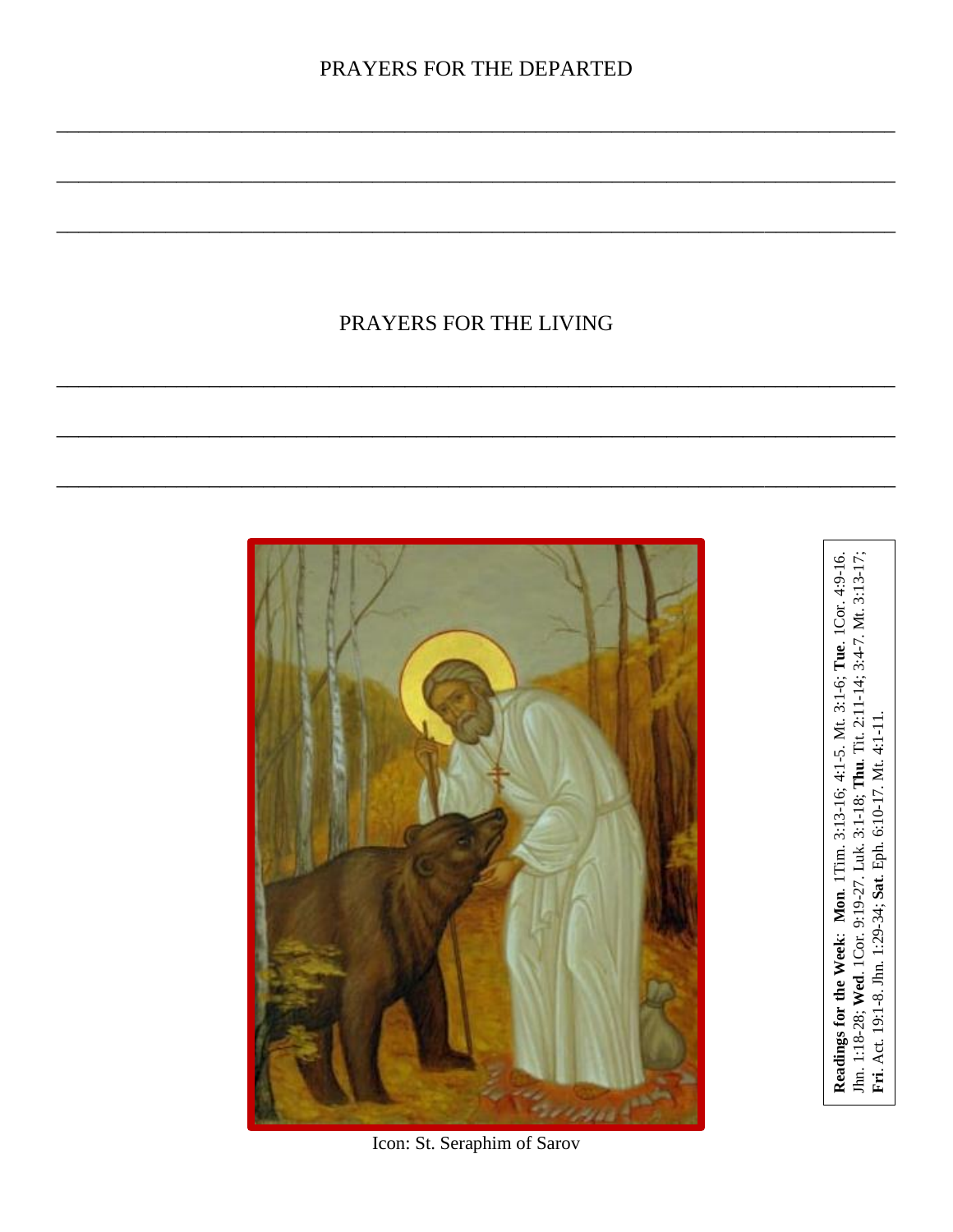## PRAYERS FOR THE DEPARTED

\_\_\_\_\_\_\_\_\_\_\_\_\_\_\_\_\_\_\_\_\_\_\_\_\_\_\_\_\_\_\_\_\_\_\_\_\_\_\_\_\_\_\_\_\_\_\_\_\_\_\_\_\_\_\_\_\_\_\_\_

\_\_\_\_\_\_\_\_\_\_\_\_\_\_\_\_\_\_\_\_\_\_\_\_\_\_\_\_\_\_\_\_\_\_\_\_\_\_\_\_\_\_\_\_\_\_\_\_\_\_\_\_\_\_\_\_\_\_\_\_

\_\_\_\_\_\_\_\_\_\_\_\_\_\_\_\_\_\_\_\_\_\_\_\_\_\_\_\_\_\_\_\_\_\_\_\_\_\_\_\_\_\_\_\_\_\_\_\_\_\_\_\_\_\_\_\_\_\_\_\_

## PRAYERS FOR THE LIVING

\_\_\_\_\_\_\_\_\_\_\_\_\_\_\_\_\_\_\_\_\_\_\_\_\_\_\_\_\_\_\_\_\_\_\_\_\_\_\_\_\_\_\_\_\_\_\_\_\_\_\_\_\_\_\_\_\_\_\_\_

\_\_\_\_\_\_\_\_\_\_\_\_\_\_\_\_\_\_\_\_\_\_\_\_\_\_\_\_\_\_\_\_\_\_\_\_\_\_\_\_\_\_\_\_\_\_\_\_\_\_\_\_\_\_\_\_\_\_\_\_

\_\_\_\_\_\_\_\_\_\_\_\_\_\_\_\_\_\_\_\_\_\_\_\_\_\_\_\_\_\_\_\_\_\_\_\_\_\_\_\_\_\_\_\_\_\_\_\_\_\_\_\_\_\_\_\_\_\_\_\_

Icon: St. Seraphim of Sarov

**Readings for the Week**: **Mon**. 1Tim. 3:13-16; 4:1-5. Mt. 3:1-6; **Tue**. 1Cor. 4:9-16. Jhn. 1:18-28; **Wed**. 1Cor. 9:19-27. Luk. 3:1-18; **Thu**. Tit. 2:11-14; 3:4-7. Mt. 3:13-17; **Fri**. Act. 19:1-8. Jhn. 1:29-34; **Sat**. Eph. 6:10-17. Mt. 4:1-11.